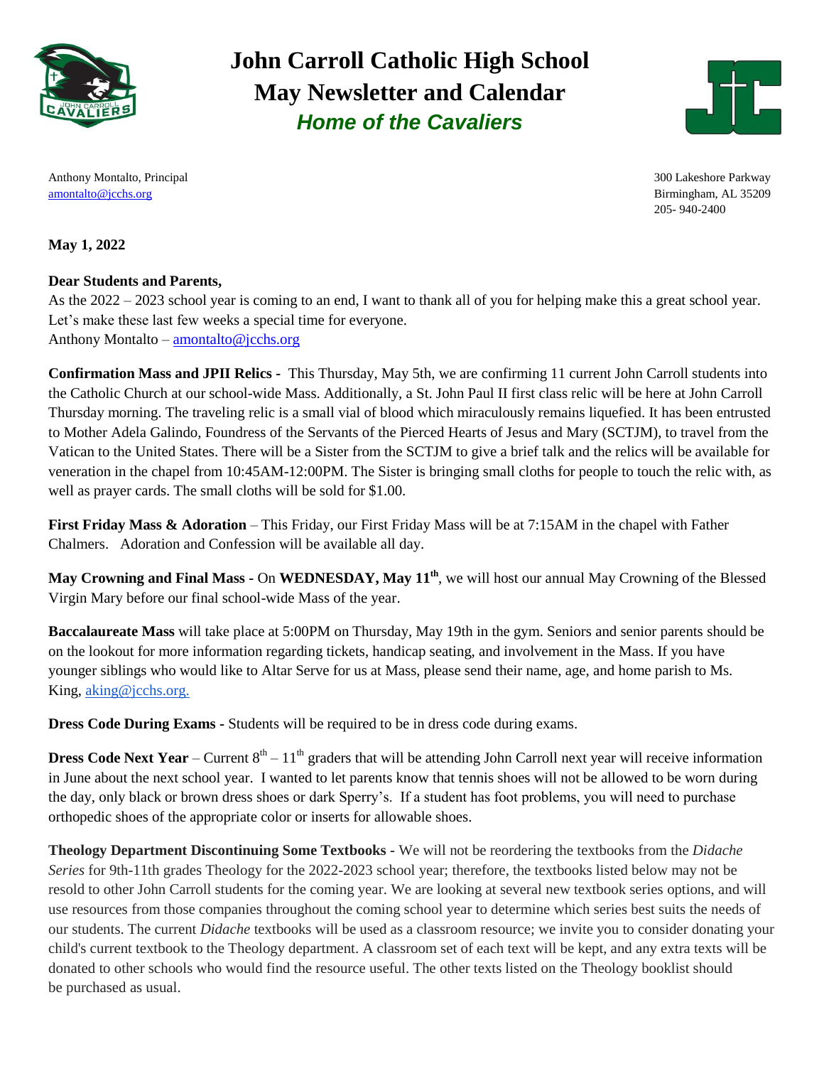# John Carroll Catholic High School
# May Newsletter and Calendar
## *Home of the Cavaliers*

Anthony Montalto, Principal
amontalto@jcchs.org

300 Lakeshore Parkway
Birmingham, AL 35209
205- 940-2400

**May 1, 2022**

**Dear Students and Parents,**
As the 2022 – 2023 school year is coming to an end, I want to thank all of you for helping make this a great school year. Let's make these last few weeks a special time for everyone.
Anthony Montalto – amontalto@jcchs.org

**Confirmation Mass and JPII Relics -** This Thursday, May 5th, we are confirming 11 current John Carroll students into the Catholic Church at our school-wide Mass. Additionally, a St. John Paul II first class relic will be here at John Carroll Thursday morning. The traveling relic is a small vial of blood which miraculously remains liquefied. It has been entrusted to Mother Adela Galindo, Foundress of the Servants of the Pierced Hearts of Jesus and Mary (SCTJM), to travel from the Vatican to the United States. There will be a Sister from the SCTJM to give a brief talk and the relics will be available for veneration in the chapel from 10:45AM-12:00PM. The Sister is bringing small cloths for people to touch the relic with, as well as prayer cards. The small cloths will be sold for $1.00.

**First Friday Mass & Adoration** – This Friday, our First Friday Mass will be at 7:15AM in the chapel with Father Chalmers. Adoration and Confession will be available all day.

**May Crowning and Final Mass -** On **WEDNESDAY, May 11th**, we will host our annual May Crowning of the Blessed Virgin Mary before our final school-wide Mass of the year.

**Baccalaureate Mass** will take place at 5:00PM on Thursday, May 19th in the gym. Seniors and senior parents should be on the lookout for more information regarding tickets, handicap seating, and involvement in the Mass. If you have younger siblings who would like to Altar Serve for us at Mass, please send their name, age, and home parish to Ms. King, aking@jcchs.org.

**Dress Code During Exams -** Students will be required to be in dress code during exams.

**Dress Code Next Year** – Current 8th – 11th graders that will be attending John Carroll next year will receive information in June about the next school year. I wanted to let parents know that tennis shoes will not be allowed to be worn during the day, only black or brown dress shoes or dark Sperry's. If a student has foot problems, you will need to purchase orthopedic shoes of the appropriate color or inserts for allowable shoes.

**Theology Department Discontinuing Some Textbooks -** We will not be reordering the textbooks from the *Didache Series* for 9th-11th grades Theology for the 2022-2023 school year; therefore, the textbooks listed below may not be resold to other John Carroll students for the coming year. We are looking at several new textbook series options, and will use resources from those companies throughout the coming school year to determine which series best suits the needs of our students. The current *Didache* textbooks will be used as a classroom resource; we invite you to consider donating your child's current textbook to the Theology department. A classroom set of each text will be kept, and any extra texts will be donated to other schools who would find the resource useful. The other texts listed on the Theology booklist should be purchased as usual.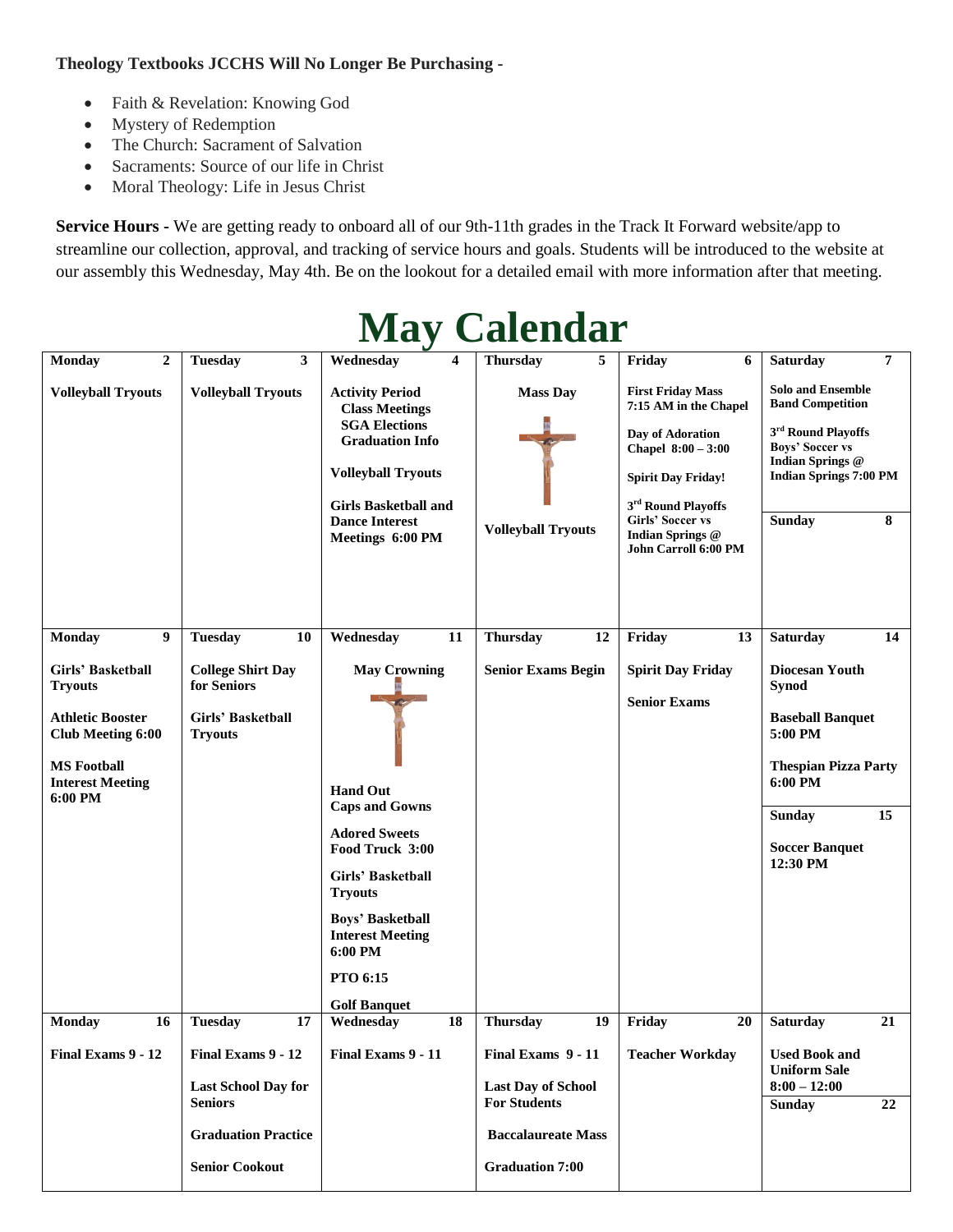**Theology Textbooks JCCHS Will No Longer Be Purchasing -**

- Faith & Revelation: Knowing God
- Mystery of Redemption
- The Church: Sacrament of Salvation
- Sacraments: Source of our life in Christ
- Moral Theology: Life in Jesus Christ

**Service Hours -** We are getting ready to onboard all of our 9th-11th grades in the Track It Forward website/app to streamline our collection, approval, and tracking of service hours and goals. Students will be introduced to the website at our assembly this Wednesday, May 4th. Be on the lookout for a detailed email with more information after that meeting.

# May Calendar

| Monday 2 | Tuesday 3 | Wednesday 4 | Thursday 5 | Friday 6 | Saturday 7 / Sunday 8 |
|---|---|---|---|---|---|
| **Volleyball Tryouts** | **Volleyball Tryouts** | **Activity Period**<br>**Class Meetings**<br>**SGA Elections**<br>**Graduation Info**<br><br>**Volleyball Tryouts**<br><br>**Girls Basketball and Dance Interest Meetings 6:00 PM** | **Mass Day**<br><br>**Volleyball Tryouts** | **First Friday Mass 7:15 AM in the Chapel**<br><br>**Day of Adoration Chapel 8:00 – 3:00**<br><br>**Spirit Day Friday!**<br><br>**3rd Round Playoffs Girls' Soccer vs Indian Springs @ John Carroll 6:00 PM** | **Saturday 7**<br>**Solo and Ensemble Band Competition**<br><br>**3rd Round Playoffs Boys' Soccer vs Indian Springs @ Indian Springs 7:00 PM**<br><br>**Sunday 8** |
| **Monday 9** | **Tuesday 10** | **Wednesday 11** | **Thursday 12** | **Friday 13** | **Saturday 14 / Sunday 15** |
| **Girls' Basketball Tryouts**<br><br>**Athletic Booster Club Meeting 6:00**<br><br>**MS Football Interest Meeting 6:00 PM** | **College Shirt Day for Seniors**<br><br>**Girls' Basketball Tryouts** | **May Crowning**<br><br>**Hand Out Caps and Gowns**<br><br>**Adored Sweets Food Truck 3:00**<br><br>**Girls' Basketball Tryouts**<br><br>**Boys' Basketball Interest Meeting 6:00 PM**<br><br>**PTO 6:15**<br><br>**Golf Banquet** | **Senior Exams Begin** | **Spirit Day Friday**<br><br>**Senior Exams** | **Saturday 14**<br>**Diocesan Youth Synod**<br><br>**Baseball Banquet 5:00 PM**<br><br>**Thespian Pizza Party 6:00 PM**<br><br>**Sunday 15**<br>**Soccer Banquet 12:30 PM** |
| **Monday 16** | **Tuesday 17** | **Wednesday 18** | **Thursday 19** | **Friday 20** | **Saturday 21 / Sunday 22** |
| **Final Exams 9 - 12** | **Final Exams 9 - 12**<br><br>**Last School Day for Seniors**<br><br>**Graduation Practice**<br><br>**Senior Cookout** | **Final Exams 9 - 11** | **Final Exams 9 - 11**<br><br>**Last Day of School For Students**<br><br>**Baccalaureate Mass**<br><br>**Graduation 7:00** | **Teacher Workday** | **Saturday 21**<br>**Used Book and Uniform Sale 8:00 – 12:00**<br><br>**Sunday 22** |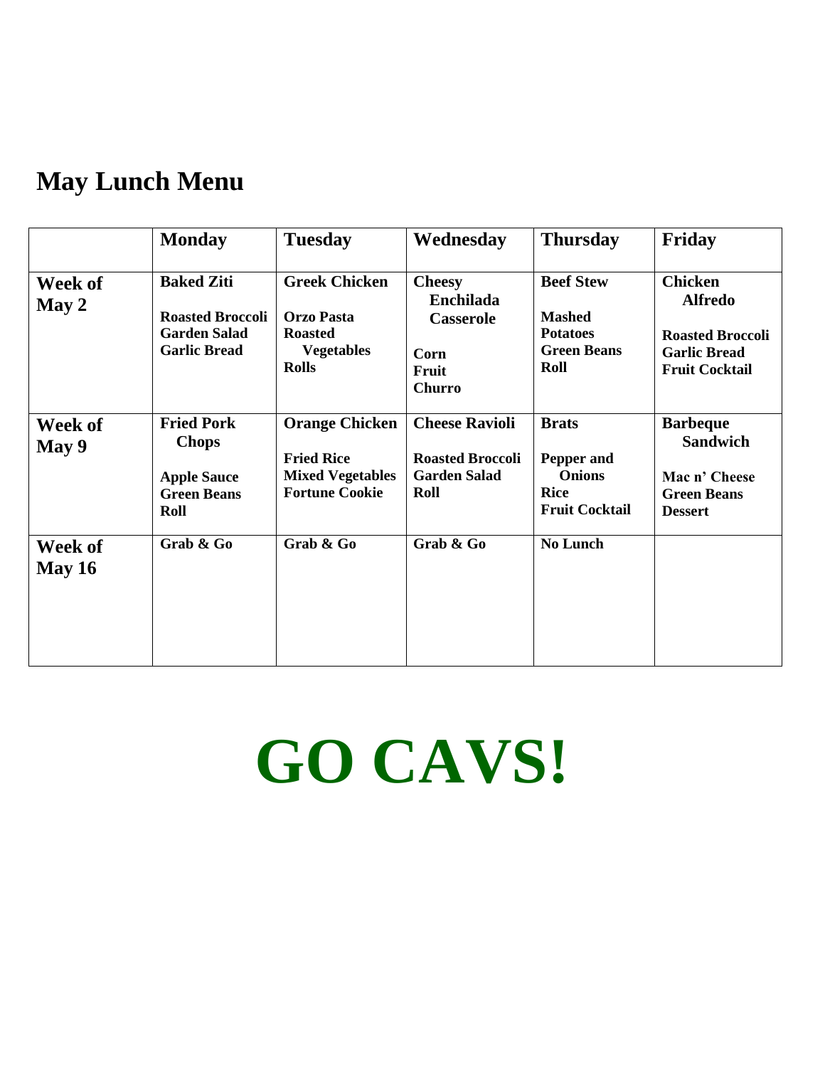# May Lunch Menu

| | Monday | Tuesday | Wednesday | Thursday | Friday |
|---|---|---|---|---|---|
| **Week of May 2** | **Baked Ziti**<br><br>**Roasted Broccoli**<br>**Garden Salad**<br>**Garlic Bread** | **Greek Chicken**<br><br>**Orzo Pasta**<br>**Roasted Vegetables**<br>**Rolls** | **Cheesy Enchilada Casserole**<br><br>**Corn**<br>**Fruit**<br>**Churro** | **Beef Stew**<br><br>**Mashed Potatoes**<br>**Green Beans**<br>**Roll** | **Chicken Alfredo**<br><br>**Roasted Broccoli**<br>**Garlic Bread**<br>**Fruit Cocktail** |
| **Week of May 9** | **Fried Pork Chops**<br><br>**Apple Sauce**<br>**Green Beans**<br>**Roll** | **Orange Chicken**<br><br>**Fried Rice**<br>**Mixed Vegetables**<br>**Fortune Cookie** | **Cheese Ravioli**<br><br>**Roasted Broccoli**<br>**Garden Salad**<br>**Roll** | **Brats**<br><br>**Pepper and Onions**<br>**Rice**<br>**Fruit Cocktail** | **Barbeque Sandwich**<br><br>**Mac n' Cheese**<br>**Green Beans**<br>**Dessert** |
| **Week of May 16** | **Grab & Go** | **Grab & Go** | **Grab & Go** | **No Lunch** | |

# GO CAVS!